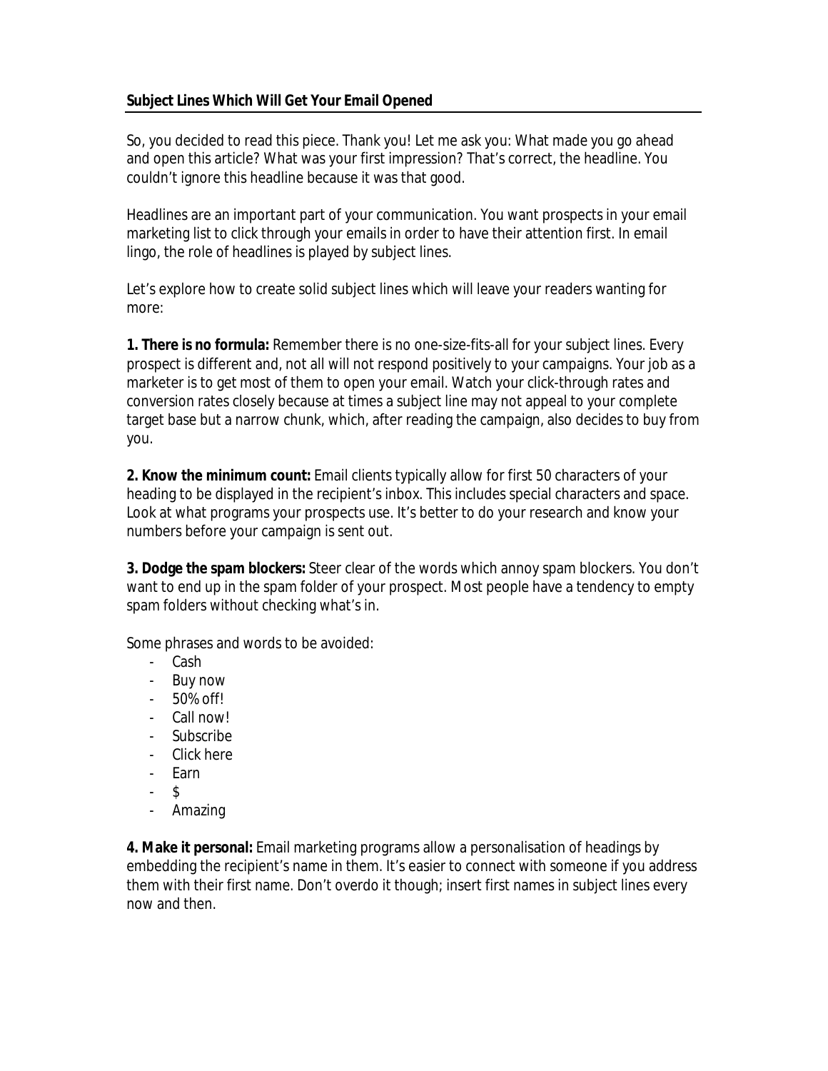**Subject Lines Which Will Get Your Email Opened**

So, you decided to read this piece. Thank you! Let me ask you: What made you go ahead and open this article? What was your first impression? That's correct, the headline. You couldn't ignore this headline because it was that good.

Headlines are an important part of your communication. You want prospects in your email marketing list to click through your emails in order to have their attention first. In email lingo, the role of headlines is played by subject lines.

Let's explore how to create solid subject lines which will leave your readers wanting for more:

**1. There is no formula:** Remember there is no one-size-fits-all for your subject lines. Every prospect is different and, not all will not respond positively to your campaigns. Your job as a marketer is to get most of them to open your email. Watch your click-through rates and conversion rates closely because at times a subject line may not appeal to your complete target base but a narrow chunk, which, after reading the campaign, also decides to buy from you.

**2. Know the minimum count:** Email clients typically allow for first 50 characters of your heading to be displayed in the recipient's inbox. This includes special characters and space. Look at what programs your prospects use. It's better to do your research and know your numbers before your campaign is sent out.

**3. Dodge the spam blockers:** Steer clear of the words which annoy spam blockers. You don't want to end up in the spam folder of your prospect. Most people have a tendency to empty spam folders without checking what's in.

Some phrases and words to be avoided:

- Cash
- Buy now
- 50% off!
- Call now!
- Subscribe
- Click here
- Earn
- $
- Amazing

**4. Make it personal:** Email marketing programs allow a personalisation of headings by embedding the recipient's name in them. It's easier to connect with someone if you address them with their first name. Don't overdo it though; insert first names in subject lines every now and then.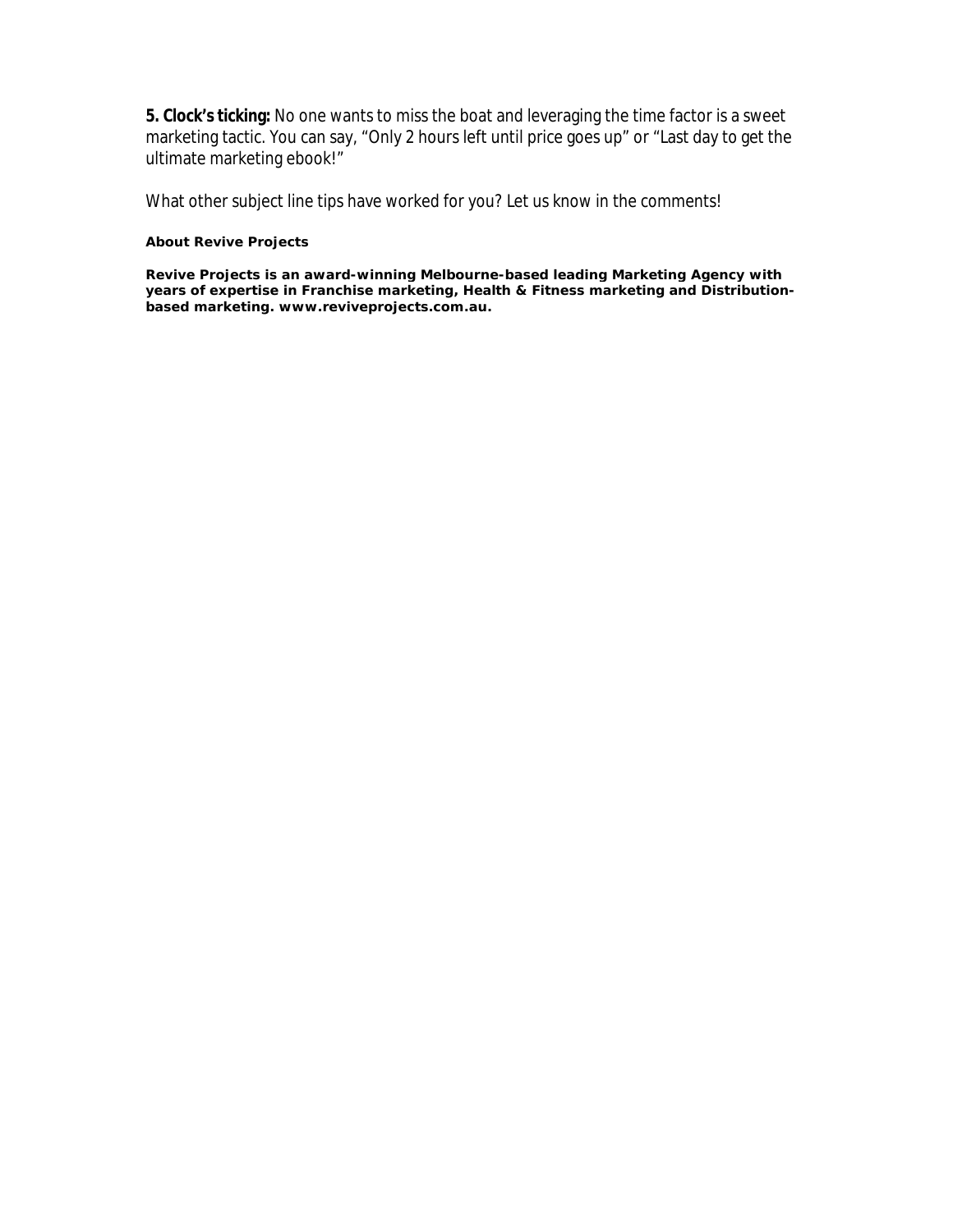**5. Clock's ticking:** No one wants to miss the boat and leveraging the time factor is a sweet marketing tactic. You can say, "Only 2 hours left until price goes up" or "Last day to get the ultimate marketing ebook!"

What other subject line tips have worked for you? Let us know in the comments!

**About Revive Projects**

**Revive Projects is an award-winning Melbourne-based leading Marketing Agency with years of expertise in Franchise marketing, Health & Fitness marketing and Distribution-based marketing. www.reviveprojects.com.au.**